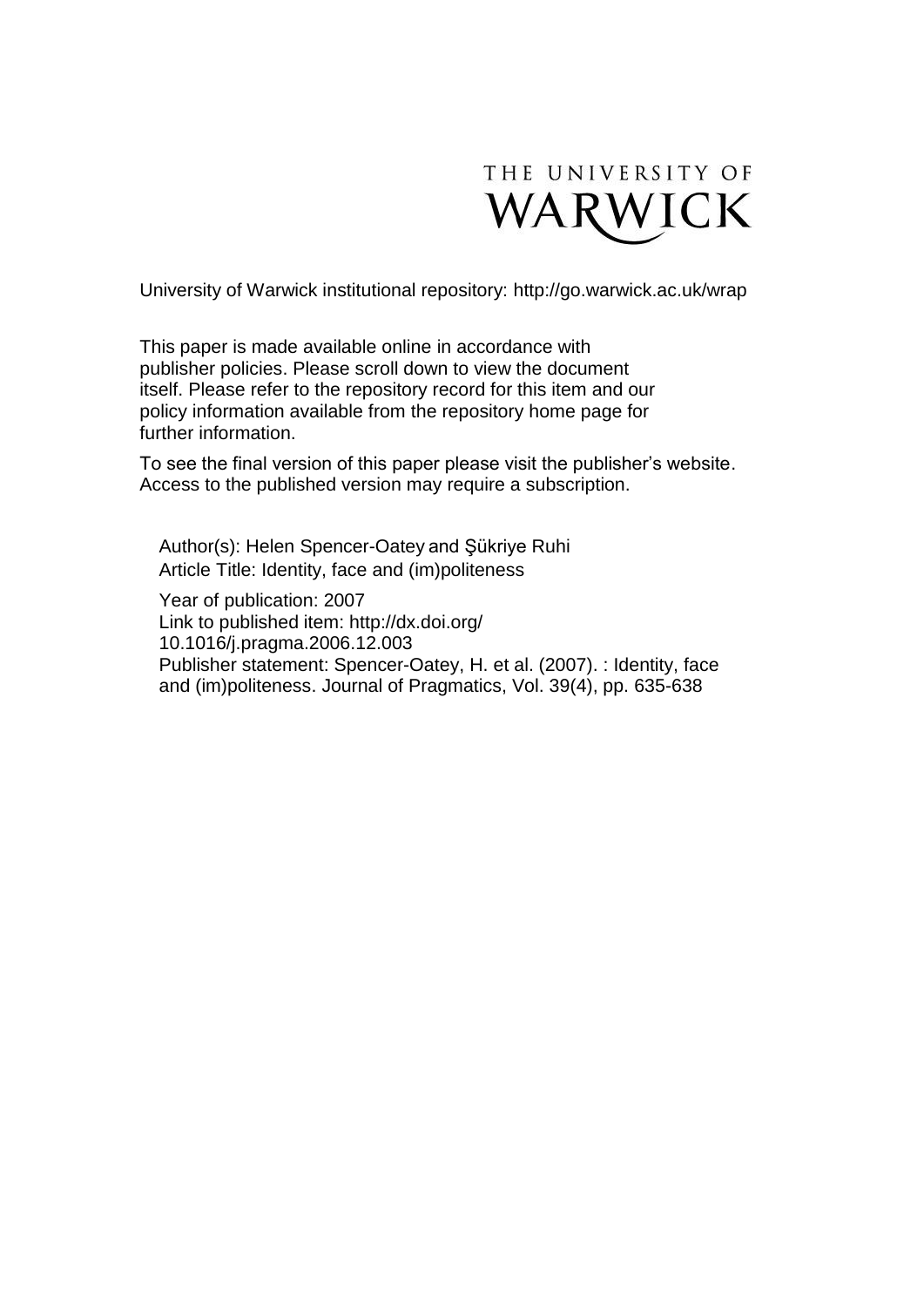THE UNIVERSITY OF WARWICK

University of Warwick institutional repository: http://go.warwick.ac.uk/wrap

This paper is made available online in accordance with publisher policies. Please scroll down to view the document itself. Please refer to the repository record for this item and our policy information available from the repository home page for further information.

To see the final version of this paper please visit the publisher's website. Access to the published version may require a subscription.

Author(s): Helen Spencer-Oatey and Şükriye Ruhi
Article Title: Identity, face and (im)politeness

Year of publication: 2007
Link to published item: http://dx.doi.org/10.1016/j.pragma.2006.12.003
Publisher statement: Spencer-Oatey, H. et al. (2007). : Identity, face and (im)politeness. Journal of Pragmatics, Vol. 39(4), pp. 635-638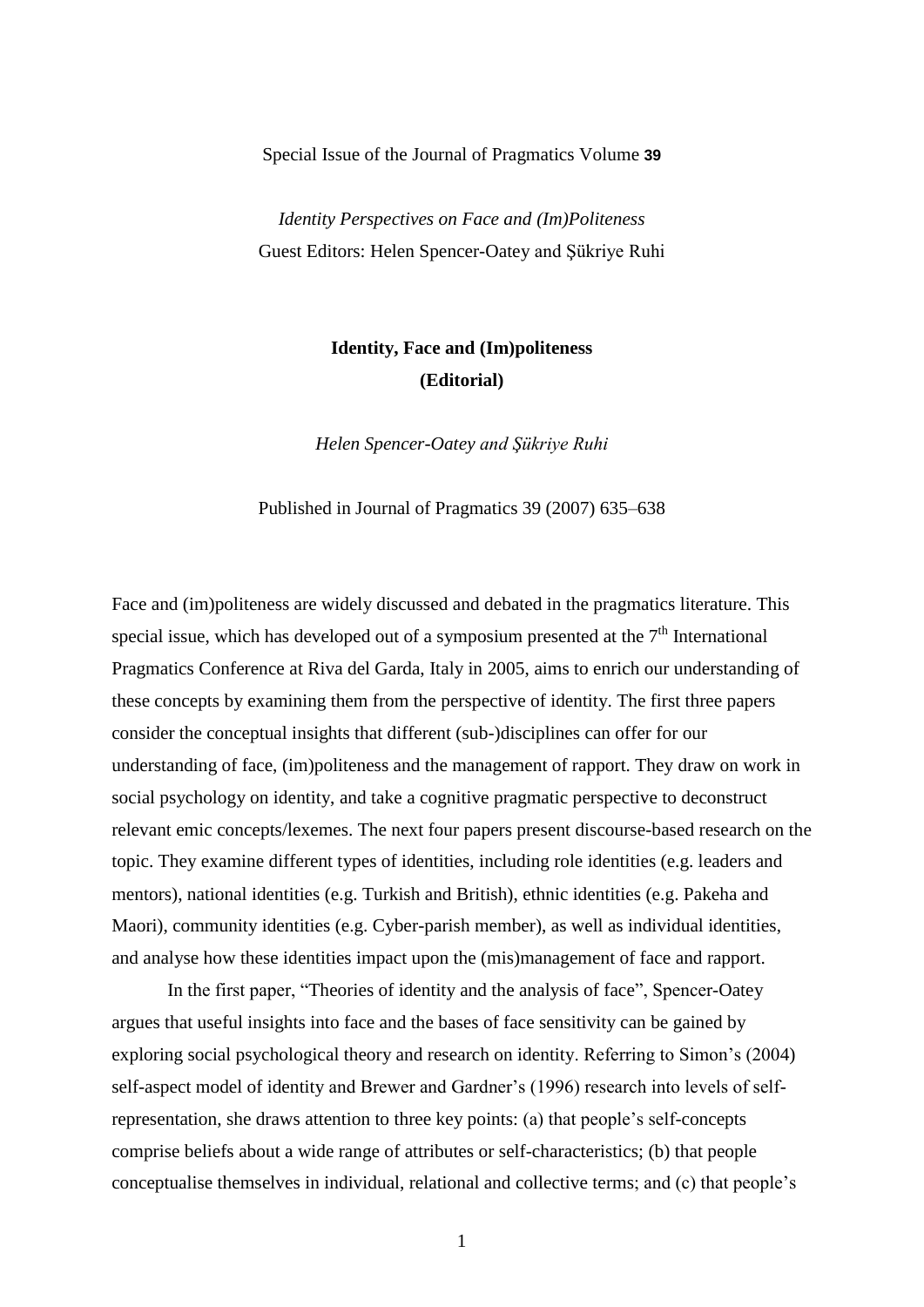Special Issue of the Journal of Pragmatics Volume **39**

*Identity Perspectives on Face and (Im)Politeness*
Guest Editors: Helen Spencer-Oatey and Şükriye Ruhi

# Identity, Face and (Im)politeness
# (Editorial)

*Helen Spencer-Oatey and Şükriye Ruhi*

Published in Journal of Pragmatics 39 (2007) 635–638

Face and (im)politeness are widely discussed and debated in the pragmatics literature. This special issue, which has developed out of a symposium presented at the 7th International Pragmatics Conference at Riva del Garda, Italy in 2005, aims to enrich our understanding of these concepts by examining them from the perspective of identity. The first three papers consider the conceptual insights that different (sub-)disciplines can offer for our understanding of face, (im)politeness and the management of rapport. They draw on work in social psychology on identity, and take a cognitive pragmatic perspective to deconstruct relevant emic concepts/lexemes. The next four papers present discourse-based research on the topic. They examine different types of identities, including role identities (e.g. leaders and mentors), national identities (e.g. Turkish and British), ethnic identities (e.g. Pakeha and Maori), community identities (e.g. Cyber-parish member), as well as individual identities, and analyse how these identities impact upon the (mis)management of face and rapport.

In the first paper, "Theories of identity and the analysis of face", Spencer-Oatey argues that useful insights into face and the bases of face sensitivity can be gained by exploring social psychological theory and research on identity. Referring to Simon's (2004) self-aspect model of identity and Brewer and Gardner's (1996) research into levels of self-representation, she draws attention to three key points: (a) that people's self-concepts comprise beliefs about a wide range of attributes or self-characteristics; (b) that people conceptualise themselves in individual, relational and collective terms; and (c) that people's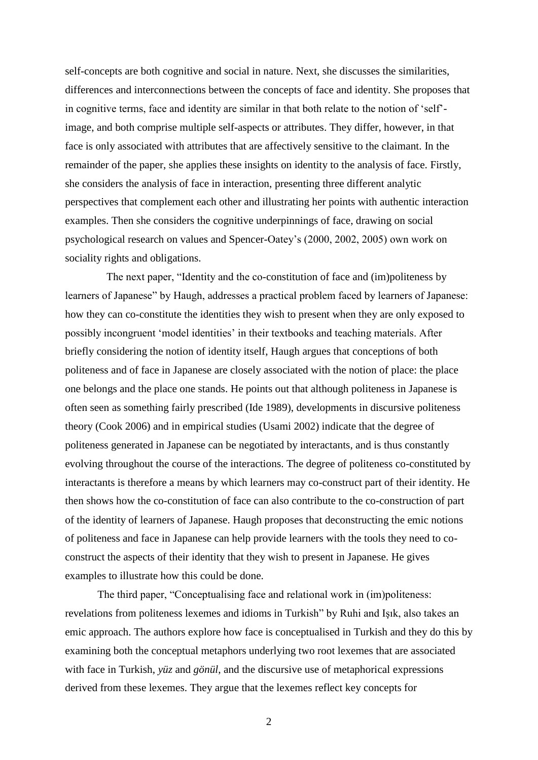self-concepts are both cognitive and social in nature. Next, she discusses the similarities, differences and interconnections between the concepts of face and identity. She proposes that in cognitive terms, face and identity are similar in that both relate to the notion of 'self'-image, and both comprise multiple self-aspects or attributes. They differ, however, in that face is only associated with attributes that are affectively sensitive to the claimant. In the remainder of the paper, she applies these insights on identity to the analysis of face. Firstly, she considers the analysis of face in interaction, presenting three different analytic perspectives that complement each other and illustrating her points with authentic interaction examples. Then she considers the cognitive underpinnings of face, drawing on social psychological research on values and Spencer-Oatey's (2000, 2002, 2005) own work on sociality rights and obligations.

The next paper, "Identity and the co-constitution of face and (im)politeness by learners of Japanese" by Haugh, addresses a practical problem faced by learners of Japanese: how they can co-constitute the identities they wish to present when they are only exposed to possibly incongruent 'model identities' in their textbooks and teaching materials. After briefly considering the notion of identity itself, Haugh argues that conceptions of both politeness and of face in Japanese are closely associated with the notion of place: the place one belongs and the place one stands. He points out that although politeness in Japanese is often seen as something fairly prescribed (Ide 1989), developments in discursive politeness theory (Cook 2006) and in empirical studies (Usami 2002) indicate that the degree of politeness generated in Japanese can be negotiated by interactants, and is thus constantly evolving throughout the course of the interactions. The degree of politeness co-constituted by interactants is therefore a means by which learners may co-construct part of their identity. He then shows how the co-constitution of face can also contribute to the co-construction of part of the identity of learners of Japanese. Haugh proposes that deconstructing the emic notions of politeness and face in Japanese can help provide learners with the tools they need to co-construct the aspects of their identity that they wish to present in Japanese. He gives examples to illustrate how this could be done.

The third paper, "Conceptualising face and relational work in (im)politeness: revelations from politeness lexemes and idioms in Turkish" by Ruhi and Işık, also takes an emic approach. The authors explore how face is conceptualised in Turkish and they do this by examining both the conceptual metaphors underlying two root lexemes that are associated with face in Turkish, *yüz* and *gönül*, and the discursive use of metaphorical expressions derived from these lexemes. They argue that the lexemes reflect key concepts for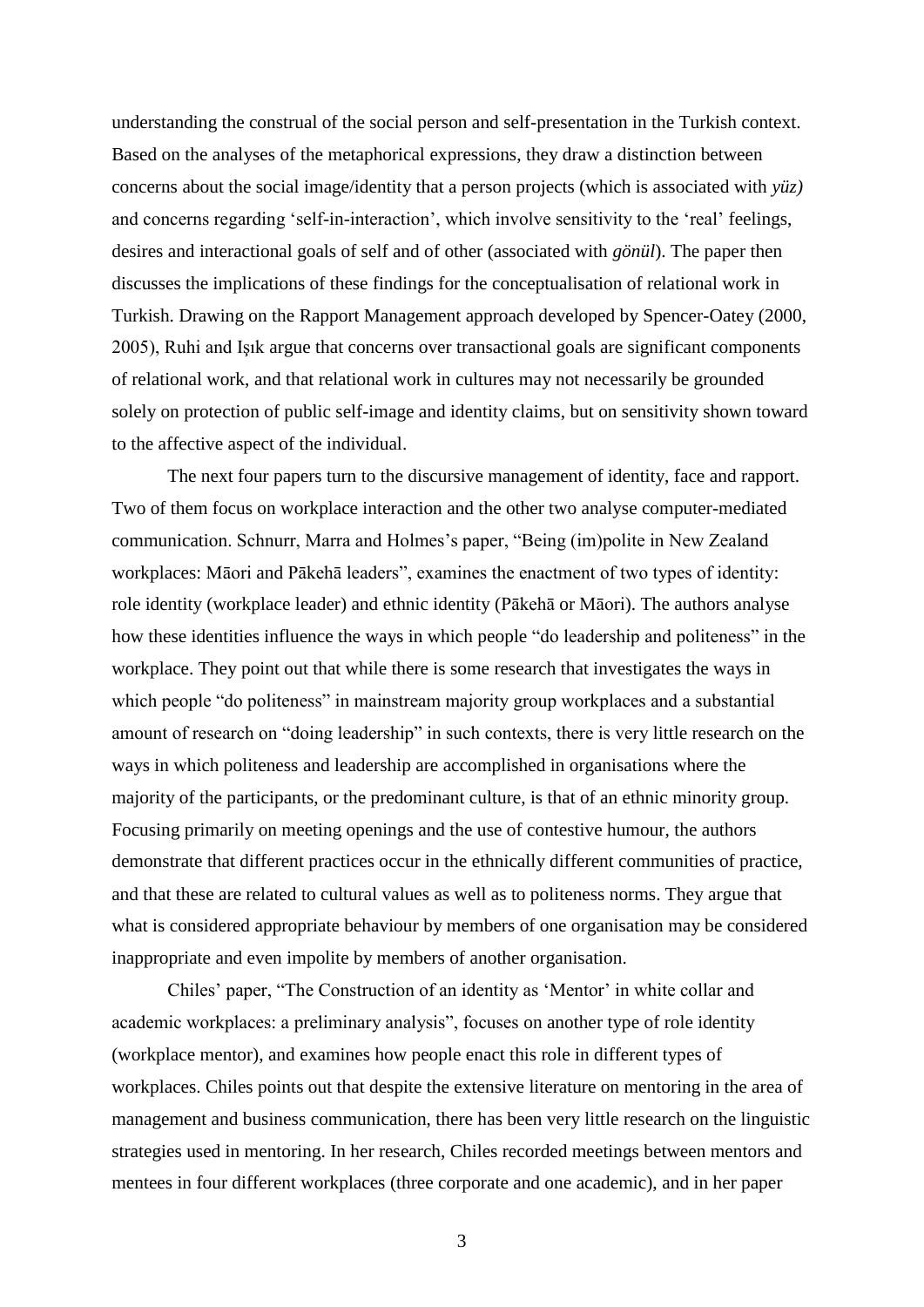understanding the construal of the social person and self-presentation in the Turkish context. Based on the analyses of the metaphorical expressions, they draw a distinction between concerns about the social image/identity that a person projects (which is associated with *yüz)* and concerns regarding 'self-in-interaction', which involve sensitivity to the 'real' feelings, desires and interactional goals of self and of other (associated with *gönül*). The paper then discusses the implications of these findings for the conceptualisation of relational work in Turkish. Drawing on the Rapport Management approach developed by Spencer-Oatey (2000, 2005), Ruhi and Işık argue that concerns over transactional goals are significant components of relational work, and that relational work in cultures may not necessarily be grounded solely on protection of public self-image and identity claims, but on sensitivity shown toward to the affective aspect of the individual.

The next four papers turn to the discursive management of identity, face and rapport. Two of them focus on workplace interaction and the other two analyse computer-mediated communication. Schnurr, Marra and Holmes's paper, "Being (im)polite in New Zealand workplaces: Māori and Pākehā leaders", examines the enactment of two types of identity: role identity (workplace leader) and ethnic identity (Pākehā or Māori). The authors analyse how these identities influence the ways in which people "do leadership and politeness" in the workplace. They point out that while there is some research that investigates the ways in which people "do politeness" in mainstream majority group workplaces and a substantial amount of research on "doing leadership" in such contexts, there is very little research on the ways in which politeness and leadership are accomplished in organisations where the majority of the participants, or the predominant culture, is that of an ethnic minority group. Focusing primarily on meeting openings and the use of contestive humour, the authors demonstrate that different practices occur in the ethnically different communities of practice, and that these are related to cultural values as well as to politeness norms. They argue that what is considered appropriate behaviour by members of one organisation may be considered inappropriate and even impolite by members of another organisation.

Chiles' paper, "The Construction of an identity as 'Mentor' in white collar and academic workplaces: a preliminary analysis", focuses on another type of role identity (workplace mentor), and examines how people enact this role in different types of workplaces. Chiles points out that despite the extensive literature on mentoring in the area of management and business communication, there has been very little research on the linguistic strategies used in mentoring. In her research, Chiles recorded meetings between mentors and mentees in four different workplaces (three corporate and one academic), and in her paper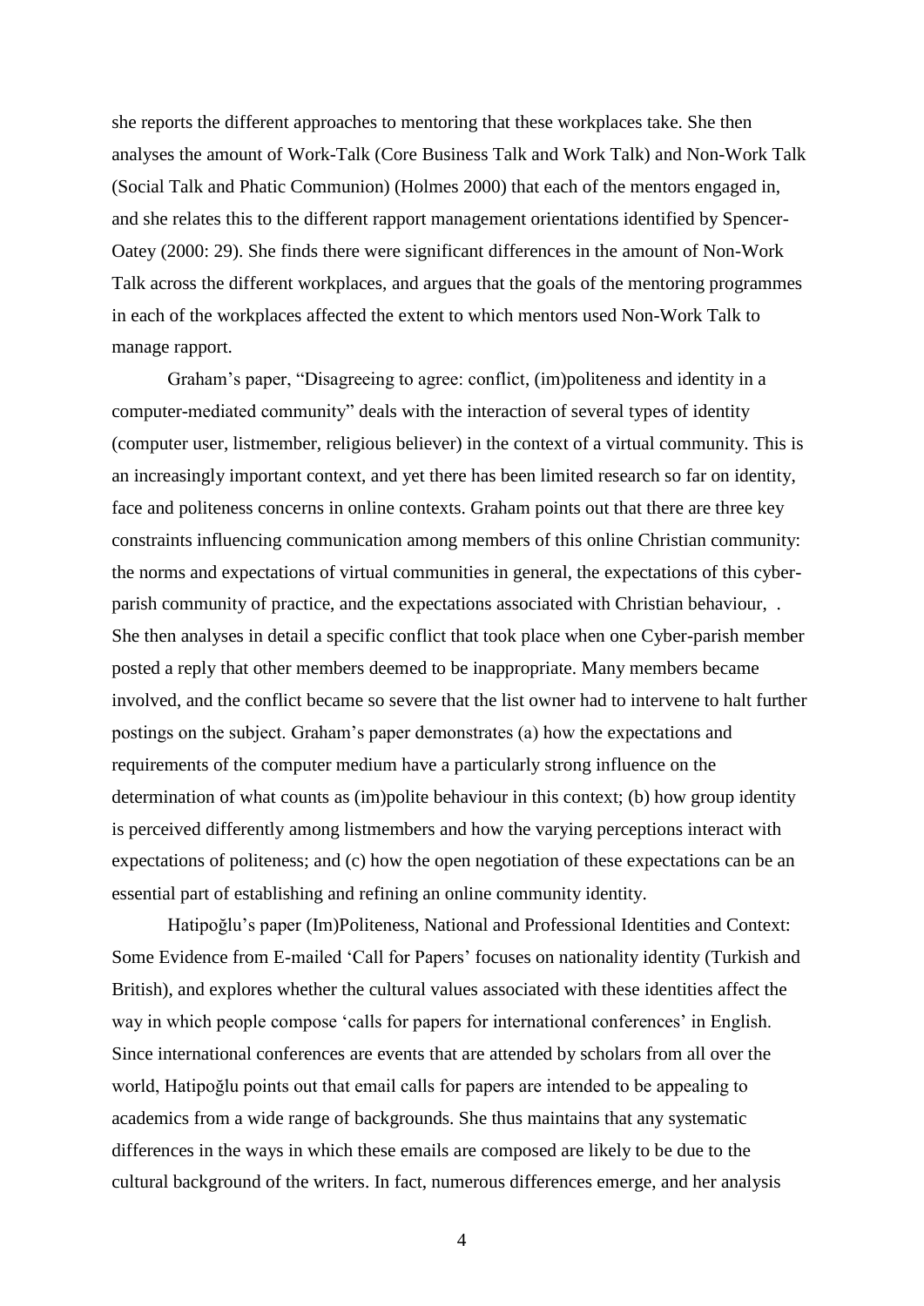she reports the different approaches to mentoring that these workplaces take. She then analyses the amount of Work-Talk (Core Business Talk and Work Talk) and Non-Work Talk (Social Talk and Phatic Communion) (Holmes 2000) that each of the mentors engaged in, and she relates this to the different rapport management orientations identified by Spencer-Oatey (2000: 29). She finds there were significant differences in the amount of Non-Work Talk across the different workplaces, and argues that the goals of the mentoring programmes in each of the workplaces affected the extent to which mentors used Non-Work Talk to manage rapport.

Graham's paper, "Disagreeing to agree: conflict, (im)politeness and identity in a computer-mediated community" deals with the interaction of several types of identity (computer user, listmember, religious believer) in the context of a virtual community. This is an increasingly important context, and yet there has been limited research so far on identity, face and politeness concerns in online contexts. Graham points out that there are three key constraints influencing communication among members of this online Christian community: the norms and expectations of virtual communities in general, the expectations of this cyber-parish community of practice, and the expectations associated with Christian behaviour, . She then analyses in detail a specific conflict that took place when one Cyber-parish member posted a reply that other members deemed to be inappropriate. Many members became involved, and the conflict became so severe that the list owner had to intervene to halt further postings on the subject. Graham's paper demonstrates (a) how the expectations and requirements of the computer medium have a particularly strong influence on the determination of what counts as (im)polite behaviour in this context; (b) how group identity is perceived differently among listmembers and how the varying perceptions interact with expectations of politeness; and (c) how the open negotiation of these expectations can be an essential part of establishing and refining an online community identity.

Hatipoğlu's paper (Im)Politeness, National and Professional Identities and Context: Some Evidence from E-mailed 'Call for Papers' focuses on nationality identity (Turkish and British), and explores whether the cultural values associated with these identities affect the way in which people compose 'calls for papers for international conferences' in English. Since international conferences are events that are attended by scholars from all over the world, Hatipoğlu points out that email calls for papers are intended to be appealing to academics from a wide range of backgrounds. She thus maintains that any systematic differences in the ways in which these emails are composed are likely to be due to the cultural background of the writers. In fact, numerous differences emerge, and her analysis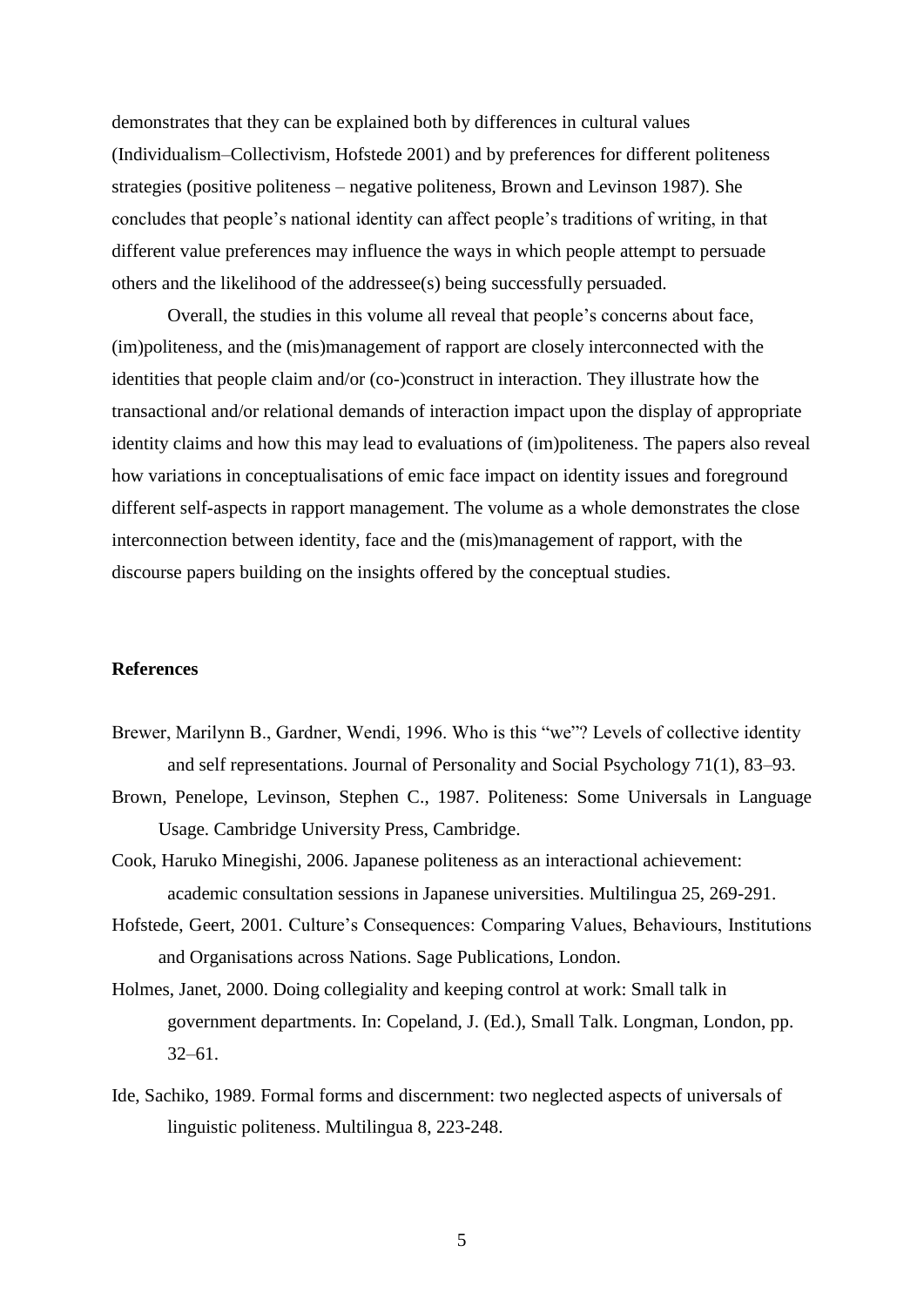demonstrates that they can be explained both by differences in cultural values (Individualism–Collectivism, Hofstede 2001) and by preferences for different politeness strategies (positive politeness – negative politeness, Brown and Levinson 1987). She concludes that people's national identity can affect people's traditions of writing, in that different value preferences may influence the ways in which people attempt to persuade others and the likelihood of the addressee(s) being successfully persuaded.

Overall, the studies in this volume all reveal that people's concerns about face, (im)politeness, and the (mis)management of rapport are closely interconnected with the identities that people claim and/or (co-)construct in interaction. They illustrate how the transactional and/or relational demands of interaction impact upon the display of appropriate identity claims and how this may lead to evaluations of (im)politeness. The papers also reveal how variations in conceptualisations of emic face impact on identity issues and foreground different self-aspects in rapport management. The volume as a whole demonstrates the close interconnection between identity, face and the (mis)management of rapport, with the discourse papers building on the insights offered by the conceptual studies.

## References

Brewer, Marilynn B., Gardner, Wendi, 1996. Who is this "we"? Levels of collective identity and self representations. Journal of Personality and Social Psychology 71(1), 83–93.

Brown, Penelope, Levinson, Stephen C., 1987. Politeness: Some Universals in Language Usage. Cambridge University Press, Cambridge.

Cook, Haruko Minegishi, 2006. Japanese politeness as an interactional achievement: academic consultation sessions in Japanese universities. Multilingua 25, 269-291.

Hofstede, Geert, 2001. Culture's Consequences: Comparing Values, Behaviours, Institutions and Organisations across Nations. Sage Publications, London.

Holmes, Janet, 2000. Doing collegiality and keeping control at work: Small talk in government departments. In: Copeland, J. (Ed.), Small Talk. Longman, London, pp. 32–61.

Ide, Sachiko, 1989. Formal forms and discernment: two neglected aspects of universals of linguistic politeness. Multilingua 8, 223-248.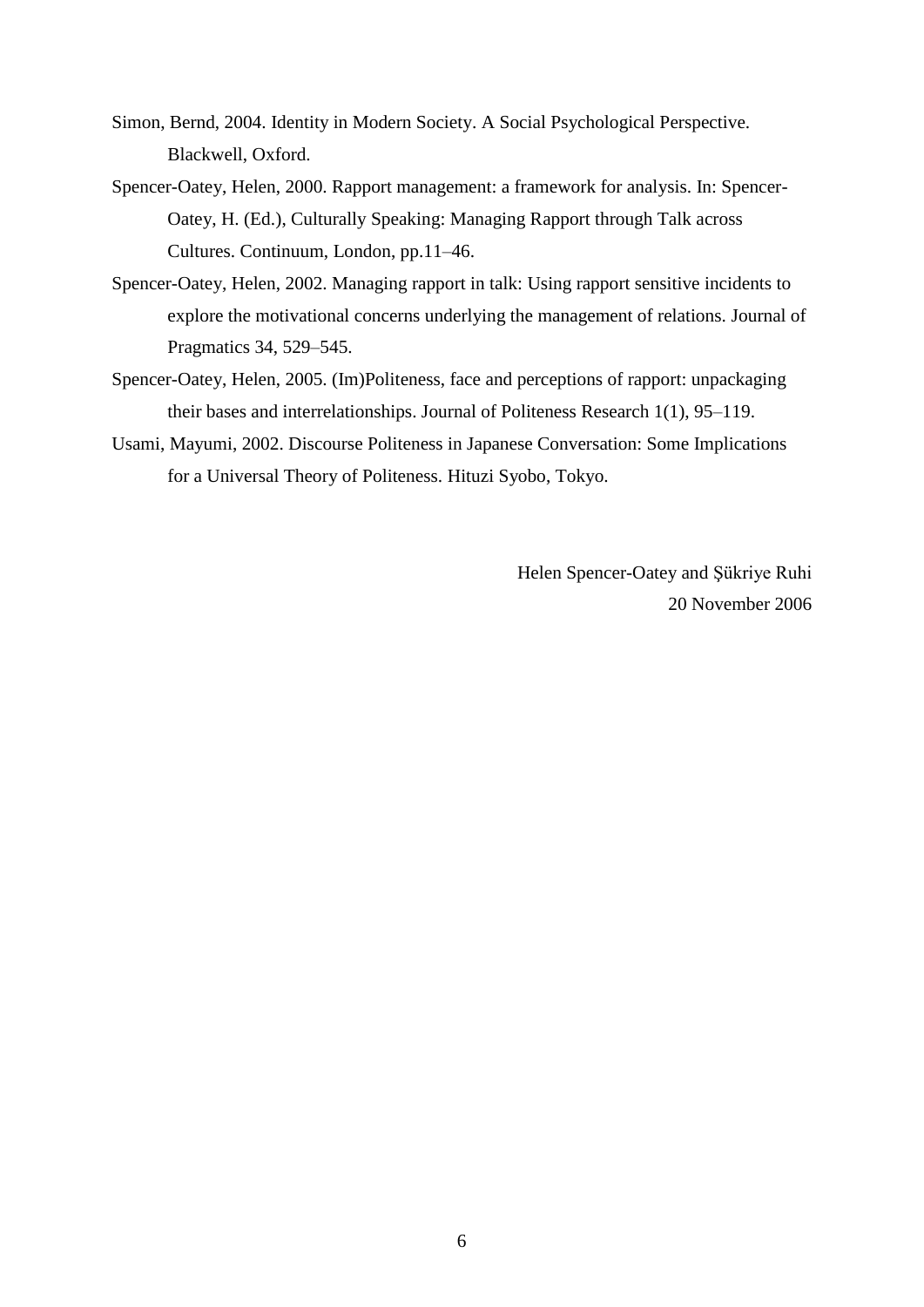Simon, Bernd, 2004. Identity in Modern Society. A Social Psychological Perspective. Blackwell, Oxford.

Spencer-Oatey, Helen, 2000. Rapport management: a framework for analysis. In: Spencer-Oatey, H. (Ed.), Culturally Speaking: Managing Rapport through Talk across Cultures. Continuum, London, pp.11–46.

Spencer-Oatey, Helen, 2002. Managing rapport in talk: Using rapport sensitive incidents to explore the motivational concerns underlying the management of relations. Journal of Pragmatics 34, 529–545.

Spencer-Oatey, Helen, 2005. (Im)Politeness, face and perceptions of rapport: unpackaging their bases and interrelationships. Journal of Politeness Research 1(1), 95–119.

Usami, Mayumi, 2002. Discourse Politeness in Japanese Conversation: Some Implications for a Universal Theory of Politeness. Hituzi Syobo, Tokyo.

Helen Spencer-Oatey and Şükriye Ruhi
20 November 2006